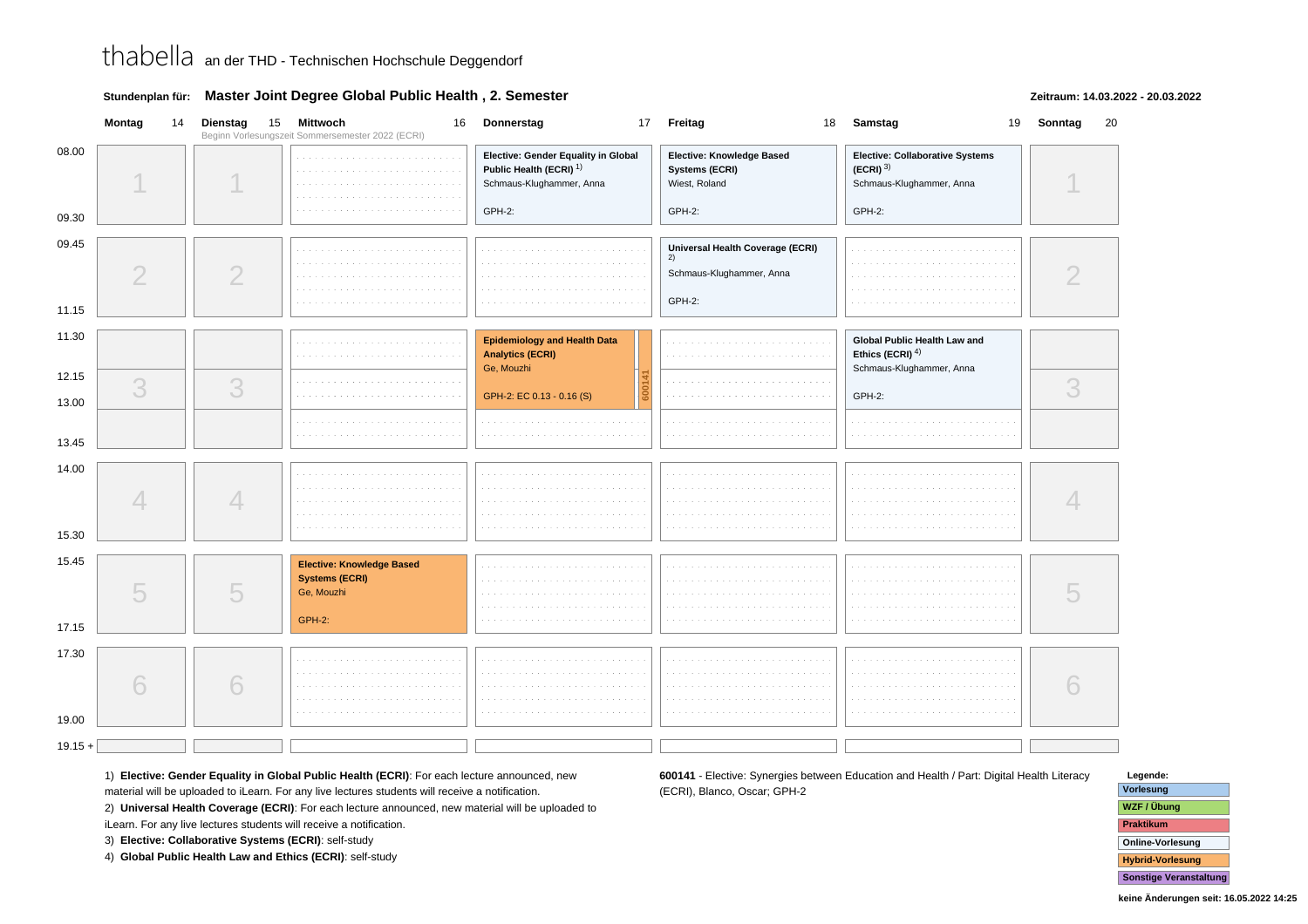thabella an der THD - Technischen Hochschule Deggendorf

**Stundenplan für: Master Joint Degree Global Public Health , 2. Semester**

**Zeitraum: 14.03.2022 - 20.03.2022**

| Zeit | Montag 14 | Dienstag 15 | Mittwoch 16 | Donnerstag 17 | Freitag 18 | Samstag 19 | Sonntag 20 |
|---|---|---|---|---|---|---|---|
| | | | Beginn Vorlesungszeit Sommersemester 2022 (ECRI) | | | | |
| 08.00 - 09.30 | 1 | 1 | | **Elective: Gender Equality in Global Public Health (ECRI)** [1] Schmaus-Klughammer, Anna GPH-2: | **Elective: Knowledge Based Systems (ECRI)** Wiest, Roland GPH-2: | **Elective: Collaborative Systems (ECRI)** [3] Schmaus-Klughammer, Anna GPH-2: | 1 |
| 09.45 - 11.15 | 2 | 2 | | | **Universal Health Coverage (ECRI)** [2] Schmaus-Klughammer, Anna GPH-2: | | 2 |
| 11.30 - 13.45 | 3 | 3 | | **Epidemiology and Health Data Analytics (ECRI)** Ge, Mouzhi GPH-2: EC 0.13 - 0.16 (S); 600141 | | **Global Public Health Law and Ethics (ECRI)** [4] Schmaus-Klughammer, Anna GPH-2: | 3 |
| 14.00 - 15.30 | 4 | 4 | | | | | 4 |
| 15.45 - 17.15 | 5 | 5 | **Elective: Knowledge Based Systems (ECRI)** Ge, Mouzhi GPH-2: | | | | 5 |
| 17.30 - 19.00 | 6 | 6 | | | | | 6 |
| 19.15 + | | | | | | | |

1) **Elective: Gender Equality in Global Public Health (ECRI)**: For each lecture announced, new material will be uploaded to iLearn. For any live lectures students will receive a notification.

2) **Universal Health Coverage (ECRI)**: For each lecture announced, new material will be uploaded to iLearn. For any live lectures students will receive a notification.

3) **Elective: Collaborative Systems (ECRI)**: self-study

4) **Global Public Health Law and Ethics (ECRI)**: self-study

**600141** - Elective: Synergies between Education and Health / Part: Digital Health Literacy (ECRI), Blanco, Oscar; GPH-2

**Legende:**
- Vorlesung
- WZF / Übung
- Praktikum
- Online-Vorlesung
- Hybrid-Vorlesung
- Sonstige Veranstaltung

**keine Änderungen seit: 16.05.2022 14:25**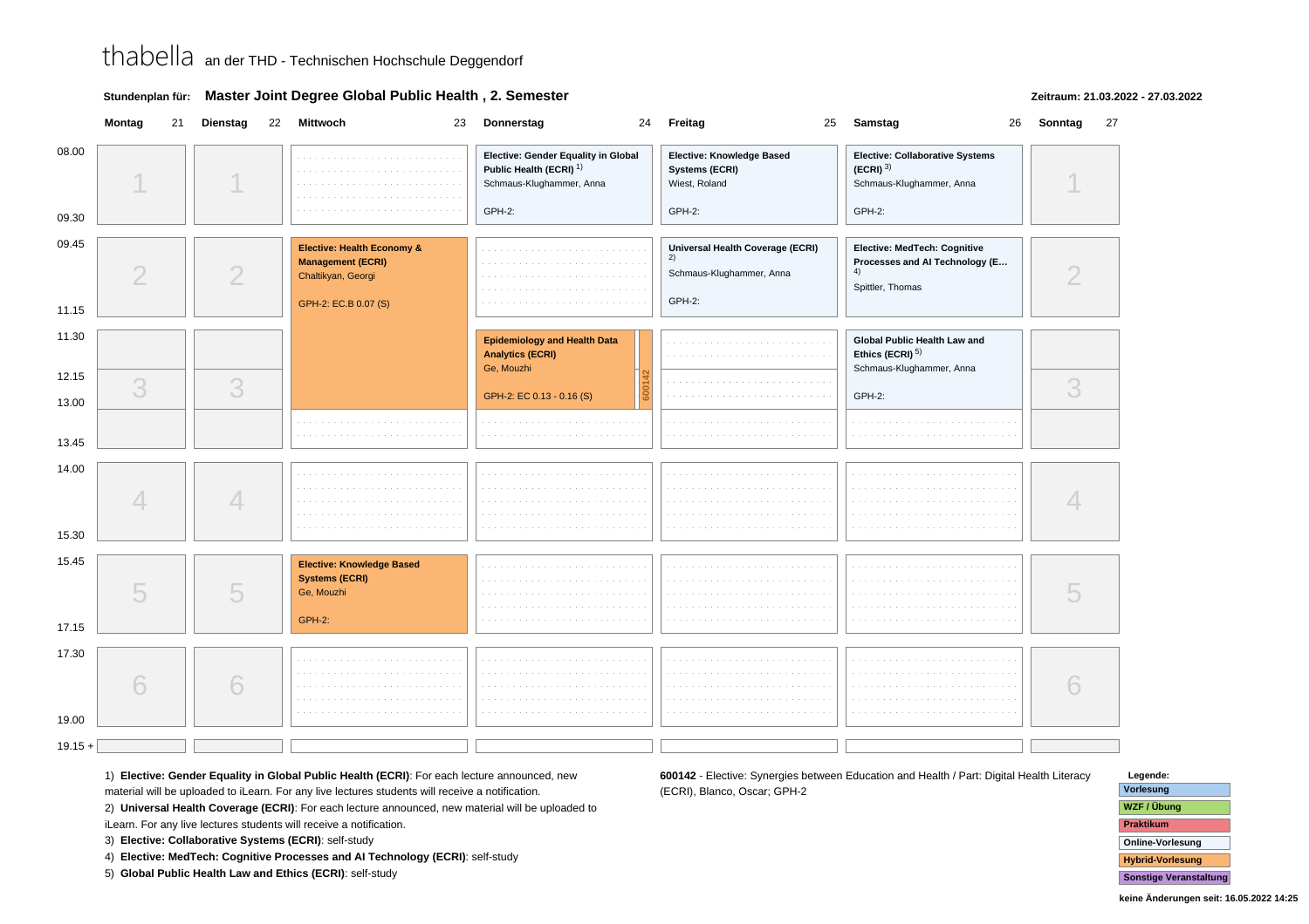# thabella an der THD - Technischen Hochschule Deggendorf

**Stundenplan für:** **Master Joint Degree Global Public Health , 2. Semester**

**Zeitraum: 21.03.2022 - 27.03.2022**

| Zeit | Montag 21 | Dienstag 22 | Mittwoch 23 | Donnerstag 24 | Freitag 25 | Samstag 26 | Sonntag 27 |
|---|---|---|---|---|---|---|---|
| 08.00 - 09.30 | 1 | 1 | | **Elective: Gender Equality in Global Public Health (ECRI)** [1] Schmaus-Klughammer, Anna GPH-2: | **Elective: Knowledge Based Systems (ECRI)** Wiest, Roland GPH-2: | **Elective: Collaborative Systems (ECRI)** [3] Schmaus-Klughammer, Anna GPH-2: | 1 |
| 09.45 - 11.15 | 2 | 2 | **Elective: Health Economy & Management (ECRI)** Chaltikyan, Georgi GPH-2: EC.B 0.07 (S) | | **Universal Health Coverage (ECRI)** [2] Schmaus-Klughammer, Anna GPH-2: | **Elective: MedTech: Cognitive Processes and AI Technology (E...** [4] Spittler, Thomas | 2 |
| 11.30 - 12.15 | 3 | 3 | (continued) | **Epidemiology and Health Data Analytics (ECRI)** Ge, Mouzhi GPH-2: EC 0.13 - 0.16 (S); 600142 | | **Global Public Health Law and Ethics (ECRI)** [5] Schmaus-Klughammer, Anna GPH-2: | 3 |
| 12.15 - 13.00 | 3 | 3 | (continued) | (continued) | | (continued) | 3 |
| 13.00 - 13.45 | | | | | | | |
| 14.00 - 15.30 | 4 | 4 | | | | | 4 |
| 15.45 - 17.15 | 5 | 5 | **Elective: Knowledge Based Systems (ECRI)** Ge, Mouzhi GPH-2: | | | | 5 |
| 17.30 - 19.00 | 6 | 6 | | | | | 6 |
| 19.15 + | | | | | | | |

1) **Elective: Gender Equality in Global Public Health (ECRI)**: For each lecture announced, new material will be uploaded to iLearn. For any live lectures students will receive a notification.
2) **Universal Health Coverage (ECRI)**: For each lecture announced, new material will be uploaded to iLearn. For any live lectures students will receive a notification.
3) **Elective: Collaborative Systems (ECRI)**: self-study
4) **Elective: MedTech: Cognitive Processes and AI Technology (ECRI)**: self-study
5) **Global Public Health Law and Ethics (ECRI)**: self-study

**600142** - Elective: Synergies between Education and Health / Part: Digital Health Literacy (ECRI), Blanco, Oscar; GPH-2

**Legende:**
- Vorlesung
- WZF / Übung
- Praktikum
- Online-Vorlesung
- Hybrid-Vorlesung
- Sonstige Veranstaltung

keine Änderungen seit: 16.05.2022 14:25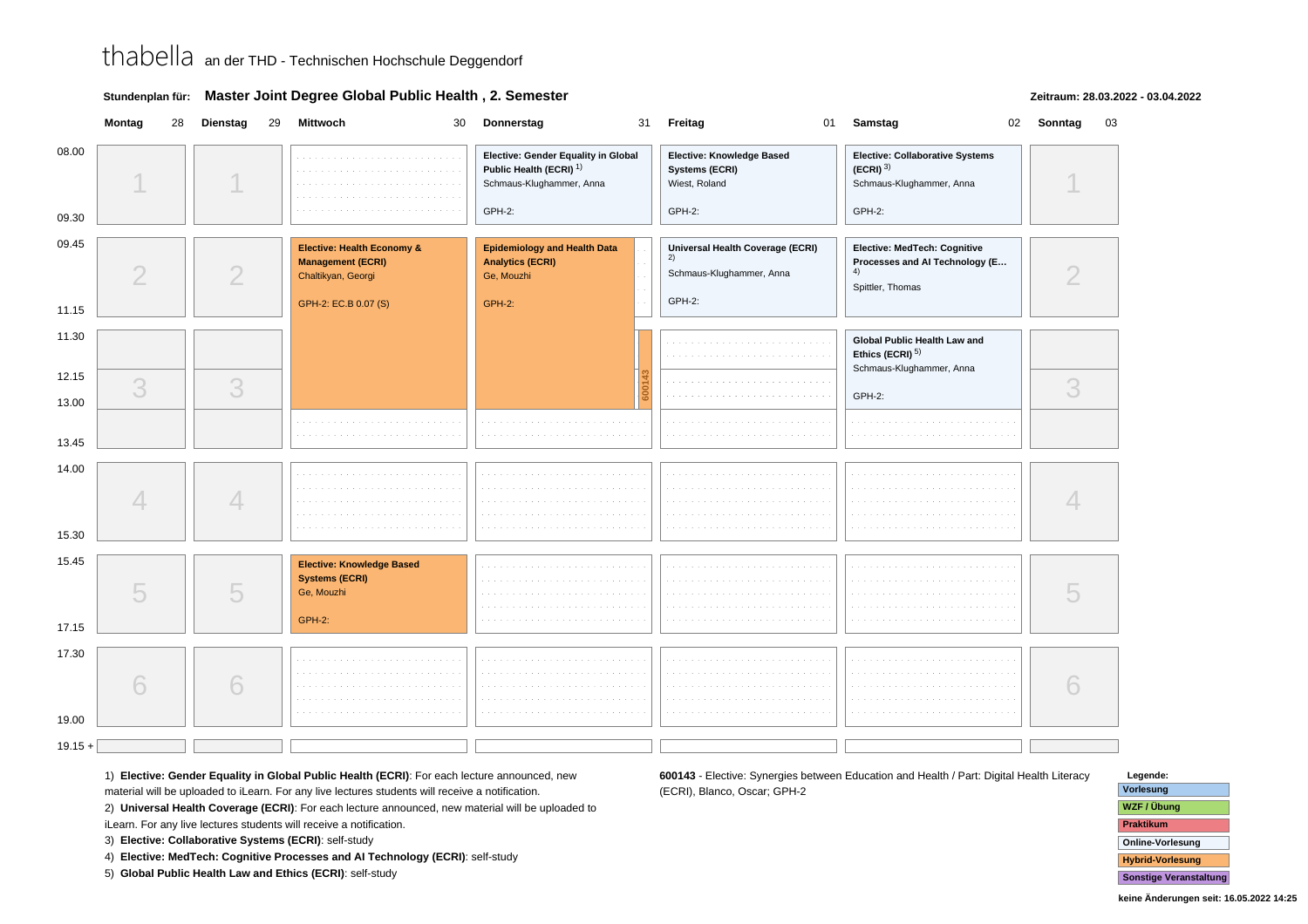# thabella an der THD - Technischen Hochschule Deggendorf

**Stundenplan für:** **Master Joint Degree Global Public Health , 2. Semester**

**Zeitraum: 28.03.2022 - 03.04.2022**

| Zeit | Montag 28 | Dienstag 29 | Mittwoch 30 | Donnerstag 31 | Freitag 01 | Samstag 02 | Sonntag 03 |
|---|---|---|---|---|---|---|---|
| 08.00 - 09.30 | 1 | 1 | | **Elective: Gender Equality in Global Public Health (ECRI)** [1] Schmaus-Klughammer, Anna GPH-2: | **Elective: Knowledge Based Systems (ECRI)** Wiest, Roland GPH-2: | **Elective: Collaborative Systems (ECRI)** [3] Schmaus-Klughammer, Anna GPH-2: | 1 |
| 09.45 - 11.15 | 2 | 2 | **Elective: Health Economy & Management (ECRI)** Chaltikyan, Georgi GPH-2: EC.B 0.07 (S) | **Epidemiology and Health Data Analytics (ECRI)** Ge, Mouzhi GPH-2: | **Universal Health Coverage (ECRI)** [2] Schmaus-Klughammer, Anna GPH-2: | **Elective: MedTech: Cognitive Processes and AI Technology (E...** [4] Spittler, Thomas | 2 |
| 11.30 - 13.00 | 3 | 3 | (Fortsetzung) | (Fortsetzung); 600143 | | **Global Public Health Law and Ethics (ECRI)** [5] Schmaus-Klughammer, Anna GPH-2: | 3 |
| 13.00 - 13.45 | | | | | | | |
| 14.00 - 15.30 | 4 | 4 | | | | | 4 |
| 15.45 - 17.15 | 5 | 5 | **Elective: Knowledge Based Systems (ECRI)** Ge, Mouzhi GPH-2: | | | | 5 |
| 17.30 - 19.00 | 6 | 6 | | | | | 6 |
| 19.15 + | | | | | | | |

1) **Elective: Gender Equality in Global Public Health (ECRI)**: For each lecture announced, new material will be uploaded to iLearn. For any live lectures students will receive a notification.
2) **Universal Health Coverage (ECRI)**: For each lecture announced, new material will be uploaded to iLearn. For any live lectures students will receive a notification.
3) **Elective: Collaborative Systems (ECRI)**: self-study
4) **Elective: MedTech: Cognitive Processes and AI Technology (ECRI)**: self-study
5) **Global Public Health Law and Ethics (ECRI)**: self-study

**600143** - Elective: Synergies between Education and Health / Part: Digital Health Literacy (ECRI), Blanco, Oscar; GPH-2

**Legende:**
- Vorlesung
- WZF / Übung
- Praktikum
- Online-Vorlesung
- Hybrid-Vorlesung
- Sonstige Veranstaltung

**keine Änderungen seit: 16.05.2022 14:25**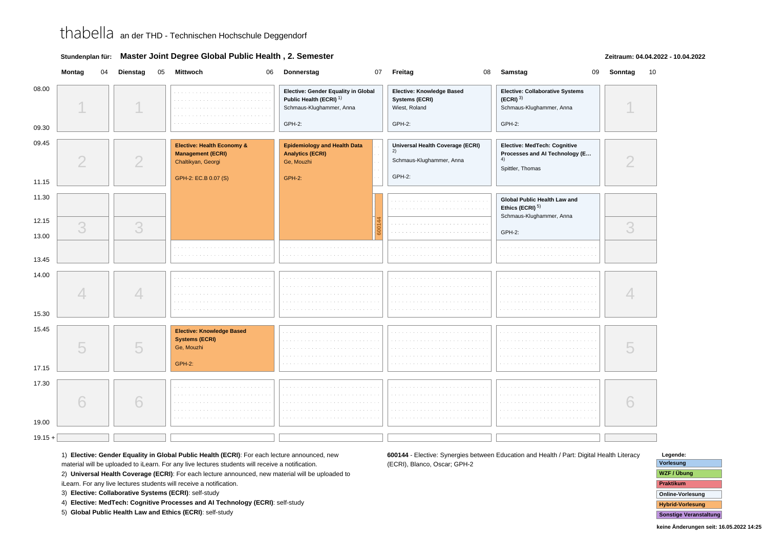thabella an der THD - Technischen Hochschule Deggendorf

**Stundenplan für:** **Master Joint Degree Global Public Health , 2. Semester**

**Zeitraum: 04.04.2022 - 10.04.2022**

| | Montag 04 | Dienstag 05 | Mittwoch 06 | Donnerstag 07 | Freitag 08 | Samstag 09 | Sonntag 10 |
|---|---|---|---|---|---|---|---|
| 08.00 – 09.30 | 1 | 1 | | **Elective: Gender Equality in Global Public Health (ECRI)** [1]<br>Schmaus-Klughammer, Anna<br>GPH-2: | **Elective: Knowledge Based Systems (ECRI)**<br>Wiest, Roland<br>GPH-2: | **Elective: Collaborative Systems (ECRI)** [3]<br>Schmaus-Klughammer, Anna<br>GPH-2: | 1 |
| 09.45 – 11.15 | 2 | 2 | **Elective: Health Economy & Management (ECRI)**<br>Chaltikyan, Georgi<br>GPH-2: EC.B 0.07 (S) | **Epidemiology and Health Data Analytics (ECRI)**<br>Ge, Mouzhi<br>GPH-2: | **Universal Health Coverage (ECRI)** [2]<br>Schmaus-Klughammer, Anna<br>GPH-2: | **Elective: MedTech: Cognitive Processes and AI Technology (E...** [4]<br>Spittler, Thomas | 2 |
| 11.30 – 13.00 | 3 | 3 | (continued) | (continued); 600144 | | **Global Public Health Law and Ethics (ECRI)** [5]<br>Schmaus-Klughammer, Anna<br>GPH-2: | 3 |
| 13.00 – 13.45 | | | | | | | |
| 14.00 – 15.30 | 4 | 4 | | | | | 4 |
| 15.45 – 17.15 | 5 | 5 | **Elective: Knowledge Based Systems (ECRI)**<br>Ge, Mouzhi<br>GPH-2: | | | | 5 |
| 17.30 – 19.00 | 6 | 6 | | | | | 6 |
| 19.15 + | | | | | | | |

1) **Elective: Gender Equality in Global Public Health (ECRI)**: For each lecture announced, new material will be uploaded to iLearn. For any live lectures students will receive a notification.
2) **Universal Health Coverage (ECRI)**: For each lecture announced, new material will be uploaded to iLearn. For any live lectures students will receive a notification.
3) **Elective: Collaborative Systems (ECRI)**: self-study
4) **Elective: MedTech: Cognitive Processes and AI Technology (ECRI)**: self-study
5) **Global Public Health Law and Ethics (ECRI)**: self-study

**600144** - Elective: Synergies between Education and Health / Part: Digital Health Literacy (ECRI), Blanco, Oscar; GPH-2

**Legende:**
- Vorlesung
- WZF / Übung
- Praktikum
- Online-Vorlesung
- Hybrid-Vorlesung
- Sonstige Veranstaltung

keine Änderungen seit: 16.05.2022 14:25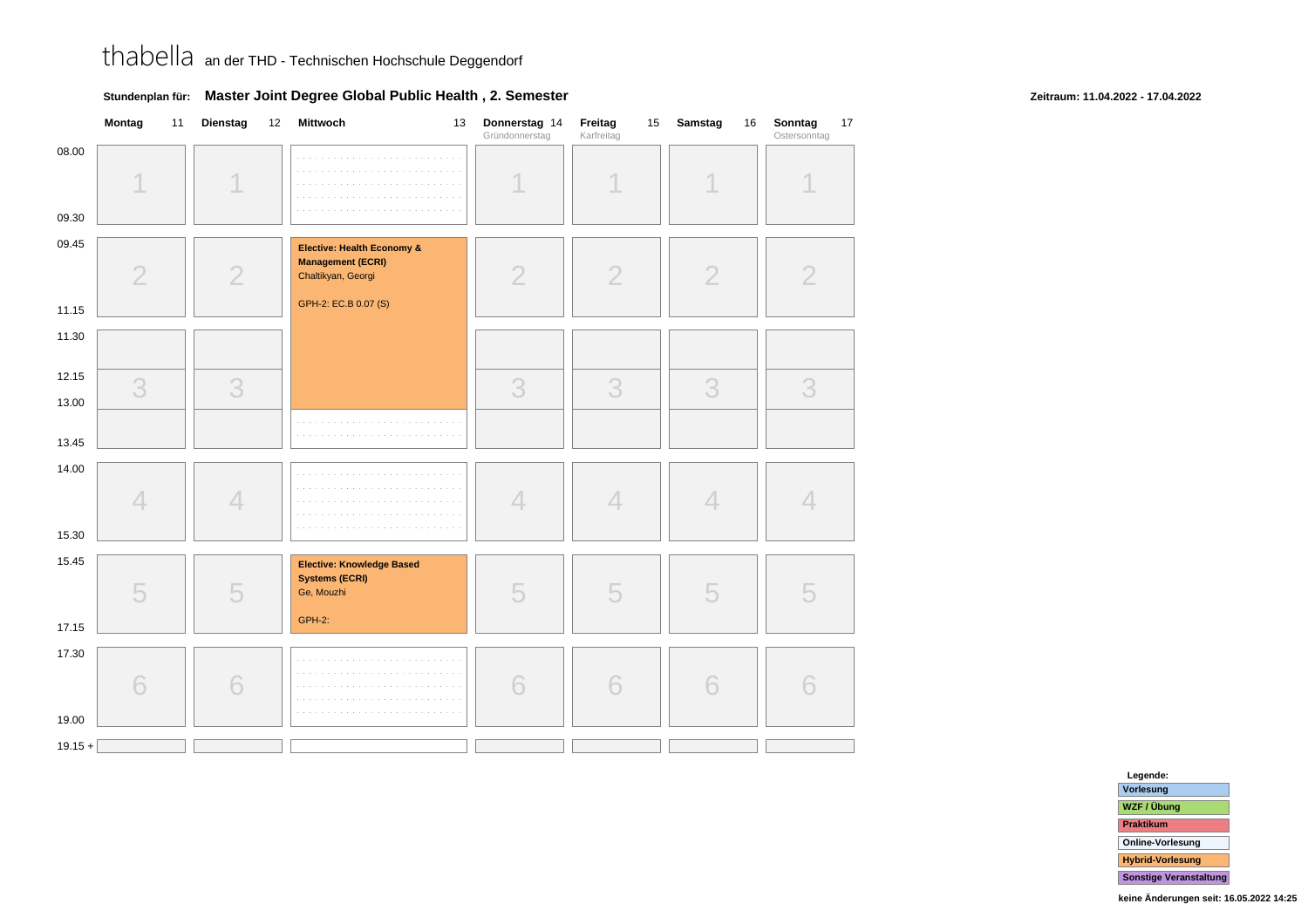thabella an der THD - Technischen Hochschule Deggendorf

**Stundenplan für: Master Joint Degree Global Public Health , 2. Semester**

**Zeitraum: 11.04.2022 - 17.04.2022**

| Zeit | Montag 11 | Dienstag 12 | Mittwoch 13 | Donnerstag 14 (Gründonnerstag) | Freitag 15 (Karfreitag) | Samstag 16 | Sonntag 17 (Ostersonntag) |
|---|---|---|---|---|---|---|---|
| 08.00 – 09.30 | 1 | 1 | | 1 | 1 | 1 | 1 |
| 09.45 – 11.15 | 2 | 2 | **Elective: Health Economy & Management (ECRI)** Chaltikyan, Georgi GPH-2: EC.B 0.07 (S) | 2 | 2 | 2 | 2 |
| 11.30 – 13.00 | 3 | 3 | (Fortsetzung) | 3 | 3 | 3 | 3 |
| 12.15 – 13.45 | | | | | | | |
| 14.00 – 15.30 | 4 | 4 | | 4 | 4 | 4 | 4 |
| 15.45 – 17.15 | 5 | 5 | **Elective: Knowledge Based Systems (ECRI)** Ge, Mouzhi GPH-2: | 5 | 5 | 5 | 5 |
| 17.30 – 19.00 | 6 | 6 | | 6 | 6 | 6 | 6 |
| 19.15 + | | | | | | | |

**Legende:**
- Vorlesung
- WZF / Übung
- Praktikum
- Online-Vorlesung
- Hybrid-Vorlesung
- Sonstige Veranstaltung

keine Änderungen seit: 16.05.2022 14:25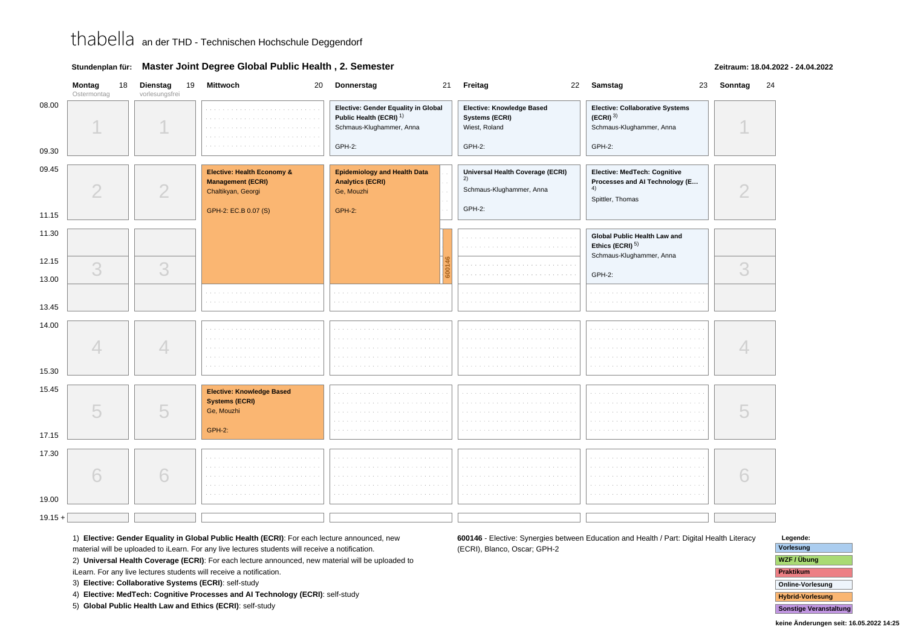thabella an der THD - Technischen Hochschule Deggendorf

**Stundenplan für: Master Joint Degree Global Public Health , 2. Semester**

**Zeitraum: 18.04.2022 - 24.04.2022**

| Zeit | Montag 18 (Ostermontag) | Dienstag 19 (vorlesungsfrei) | Mittwoch 20 | Donnerstag 21 | Freitag 22 | Samstag 23 | Sonntag 24 |
|---|---|---|---|---|---|---|---|
| 08.00 – 09.30 | 1 | 1 | | **Elective: Gender Equality in Global Public Health (ECRI)** [1] Schmaus-Klughammer, Anna GPH-2: | **Elective: Knowledge Based Systems (ECRI)** Wiest, Roland GPH-2: | **Elective: Collaborative Systems (ECRI)** [3] Schmaus-Klughammer, Anna GPH-2: | 1 |
| 09.45 – 11.15 | 2 | 2 | **Elective: Health Economy & Management (ECRI)** Chaltikyan, Georgi GPH-2: EC.B 0.07 (S) | **Epidemiology and Health Data Analytics (ECRI)** Ge, Mouzhi GPH-2: | **Universal Health Coverage (ECRI)** [2] Schmaus-Klughammer, Anna GPH-2: | **Elective: MedTech: Cognitive Processes and AI Technology (E...** [4] Spittler, Thomas | 2 |
| 11.30 – 13.00 | 3 | 3 | (Elective: Health Economy & Management, continued) | (Epidemiology and Health Data Analytics, continued); 600146 | | **Global Public Health Law and Ethics (ECRI)** [5] Schmaus-Klughammer, Anna GPH-2: | 3 |
| 12.15 – 13.45 | 3 | 3 | | | | | 3 |
| 14.00 – 15.30 | 4 | 4 | | | | | 4 |
| 15.45 – 17.15 | 5 | 5 | **Elective: Knowledge Based Systems (ECRI)** Ge, Mouzhi GPH-2: | | | | 5 |
| 17.30 – 19.00 | 6 | 6 | | | | | 6 |
| 19.15 + | | | | | | | |

1) **Elective: Gender Equality in Global Public Health (ECRI)**: For each lecture announced, new material will be uploaded to iLearn. For any live lectures students will receive a notification.
2) **Universal Health Coverage (ECRI)**: For each lecture announced, new material will be uploaded to iLearn. For any live lectures students will receive a notification.
3) **Elective: Collaborative Systems (ECRI)**: self-study
4) **Elective: MedTech: Cognitive Processes and AI Technology (ECRI)**: self-study
5) **Global Public Health Law and Ethics (ECRI)**: self-study

**600146** - Elective: Synergies between Education and Health / Part: Digital Health Literacy (ECRI), Blanco, Oscar; GPH-2

**Legende:**
- Vorlesung
- WZF / Übung
- Praktikum
- Online-Vorlesung
- Hybrid-Vorlesung
- Sonstige Veranstaltung

keine Änderungen seit: 16.05.2022 14:25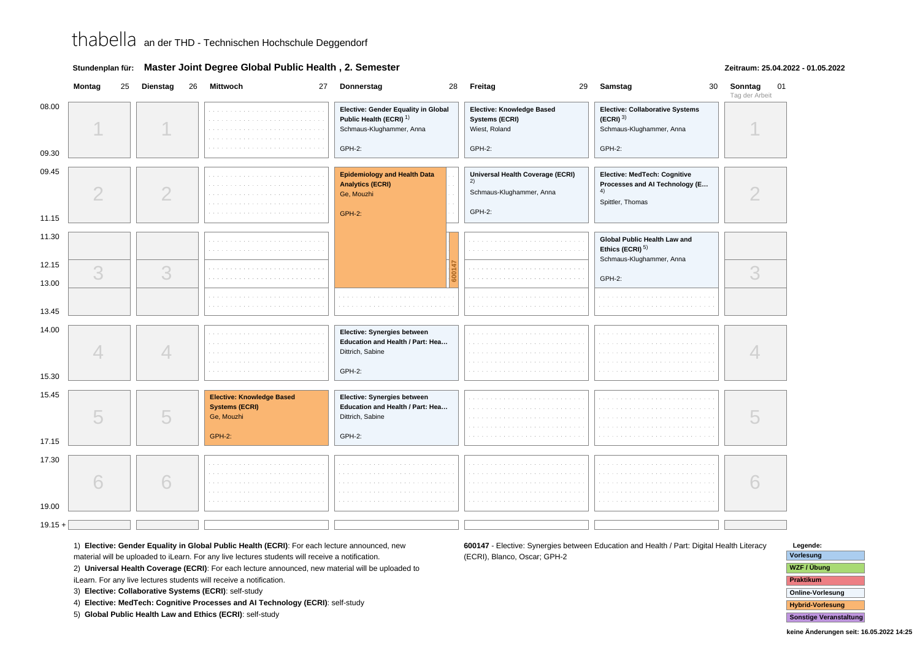thabella an der THD - Technischen Hochschule Deggendorf

**Stundenplan für:** **Master Joint Degree Global Public Health , 2. Semester**

**Zeitraum: 25.04.2022 - 01.05.2022**

| Zeit | Montag 25 | Dienstag 26 | Mittwoch 27 | Donnerstag 28 | Freitag 29 | Samstag 30 | Sonntag 01 (Tag der Arbeit) |
|---|---|---|---|---|---|---|---|
| 08.00 – 09.30 | 1 | 1 | | **Elective: Gender Equality in Global Public Health (ECRI)** [1]<br>Schmaus-Klughammer, Anna<br>GPH-2: | **Elective: Knowledge Based Systems (ECRI)**<br>Wiest, Roland<br>GPH-2: | **Elective: Collaborative Systems (ECRI)** [3]<br>Schmaus-Klughammer, Anna<br>GPH-2: | 1 |
| 09.45 – 11.15 | 2 | 2 | | **Epidemiology and Health Data Analytics (ECRI)**<br>Ge, Mouzhi<br>GPH-2: (09.45 – 13.00) | **Universal Health Coverage (ECRI)** [2]<br>Schmaus-Klughammer, Anna<br>GPH-2: | **Elective: MedTech: Cognitive Processes and AI Technology (E...** [4]<br>Spittler, Thomas | 2 |
| 11.30 – 13.00 | 3 | 3 | | 600147 (11.30 – 13.00) | | **Global Public Health Law and Ethics (ECRI)** [5]<br>Schmaus-Klughammer, Anna<br>GPH-2: | 3 |
| 13.00 – 13.45 | | | | | | | |
| 14.00 – 15.30 | 4 | 4 | | **Elective: Synergies between Education and Health / Part: Hea...**<br>Dittrich, Sabine<br>GPH-2: | | | 4 |
| 15.45 – 17.15 | 5 | 5 | **Elective: Knowledge Based Systems (ECRI)**<br>Ge, Mouzhi<br>GPH-2: | **Elective: Synergies between Education and Health / Part: Hea...**<br>Dittrich, Sabine<br>GPH-2: | | | 5 |
| 17.30 – 19.00 | 6 | 6 | | | | | 6 |
| 19.15 + | | | | | | | |

1) **Elective: Gender Equality in Global Public Health (ECRI)**: For each lecture announced, new material will be uploaded to iLearn. For any live lectures students will receive a notification.
2) **Universal Health Coverage (ECRI)**: For each lecture announced, new material will be uploaded to iLearn. For any live lectures students will receive a notification.
3) **Elective: Collaborative Systems (ECRI)**: self-study
4) **Elective: MedTech: Cognitive Processes and AI Technology (ECRI)**: self-study
5) **Global Public Health Law and Ethics (ECRI)**: self-study

**600147** - Elective: Synergies between Education and Health / Part: Digital Health Literacy (ECRI), Blanco, Oscar; GPH-2

**Legende:**
- Vorlesung
- WZF / Übung
- Praktikum
- Online-Vorlesung
- Hybrid-Vorlesung
- Sonstige Veranstaltung

**keine Änderungen seit: 16.05.2022 14:25**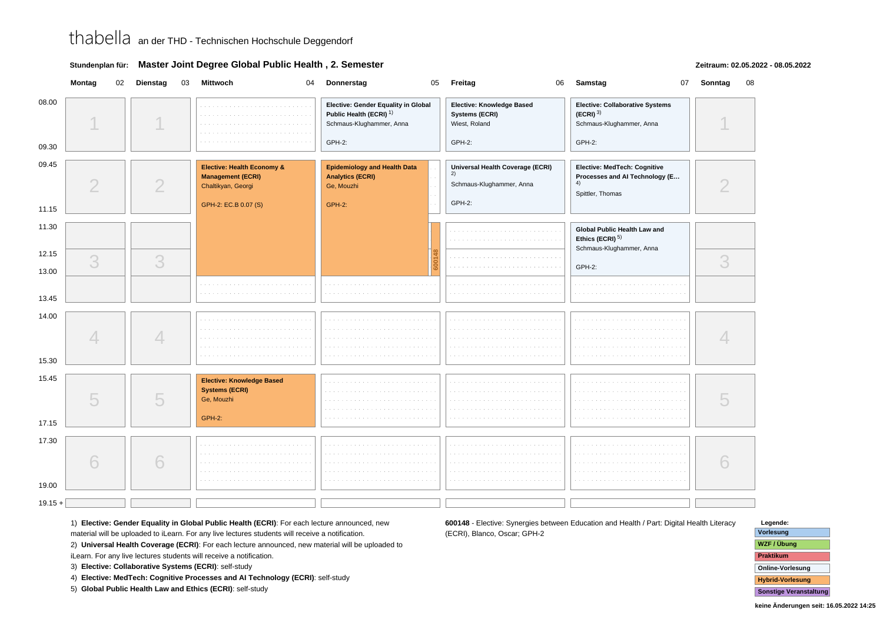thabella an der THD - Technischen Hochschule Deggendorf

**Stundenplan für:** **Master Joint Degree Global Public Health , 2. Semester**

**Zeitraum: 02.05.2022 - 08.05.2022**

| Zeit | Montag 02 | Dienstag 03 | Mittwoch 04 | Donnerstag 05 | Freitag 06 | Samstag 07 | Sonntag 08 |
|---|---|---|---|---|---|---|---|
| 08.00 - 09.30 | 1 | 1 | | **Elective: Gender Equality in Global Public Health (ECRI)** [1] Schmaus-Klughammer, Anna GPH-2: | **Elective: Knowledge Based Systems (ECRI)** Wiest, Roland GPH-2: | **Elective: Collaborative Systems (ECRI)** [3] Schmaus-Klughammer, Anna GPH-2: | 1 |
| 09.45 - 11.15 | 2 | 2 | **Elective: Health Economy & Management (ECRI)** Chaltikyan, Georgi GPH-2: EC.B 0.07 (S) | **Epidemiology and Health Data Analytics (ECRI)** Ge, Mouzhi GPH-2: | **Universal Health Coverage (ECRI)** [2] Schmaus-Klughammer, Anna GPH-2: | **Elective: MedTech: Cognitive Processes and AI Technology (E...** [4] Spittler, Thomas | 2 |
| 11.30 - 12.15 | 3 | 3 | (Elective: Health Economy & Management, cont.) | (Epidemiology and Health Data Analytics, cont.); 600148 | | **Global Public Health Law and Ethics (ECRI)** [5] Schmaus-Klughammer, Anna GPH-2: | 3 |
| 12.15 - 13.00 | 3 | 3 | (Elective: Health Economy & Management, cont.) | (Epidemiology and Health Data Analytics, cont.); 600148 | | (Global Public Health Law and Ethics, cont.) | 3 |
| 13.00 - 13.45 | 3 | 3 | | | | | 3 |
| 14.00 - 15.30 | 4 | 4 | | | | | 4 |
| 15.45 - 17.15 | 5 | 5 | **Elective: Knowledge Based Systems (ECRI)** Ge, Mouzhi GPH-2: | | | | 5 |
| 17.30 - 19.00 | 6 | 6 | | | | | 6 |
| 19.15 + | | | | | | | |

1) **Elective: Gender Equality in Global Public Health (ECRI)**: For each lecture announced, new material will be uploaded to iLearn. For any live lectures students will receive a notification.
2) **Universal Health Coverage (ECRI)**: For each lecture announced, new material will be uploaded to iLearn. For any live lectures students will receive a notification.
3) **Elective: Collaborative Systems (ECRI)**: self-study
4) **Elective: MedTech: Cognitive Processes and AI Technology (ECRI)**: self-study
5) **Global Public Health Law and Ethics (ECRI)**: self-study

**600148** - Elective: Synergies between Education and Health / Part: Digital Health Literacy (ECRI), Blanco, Oscar; GPH-2

**Legende:**
- Vorlesung
- WZF / Übung
- Praktikum
- Online-Vorlesung
- Hybrid-Vorlesung
- Sonstige Veranstaltung

keine Änderungen seit: 16.05.2022 14:25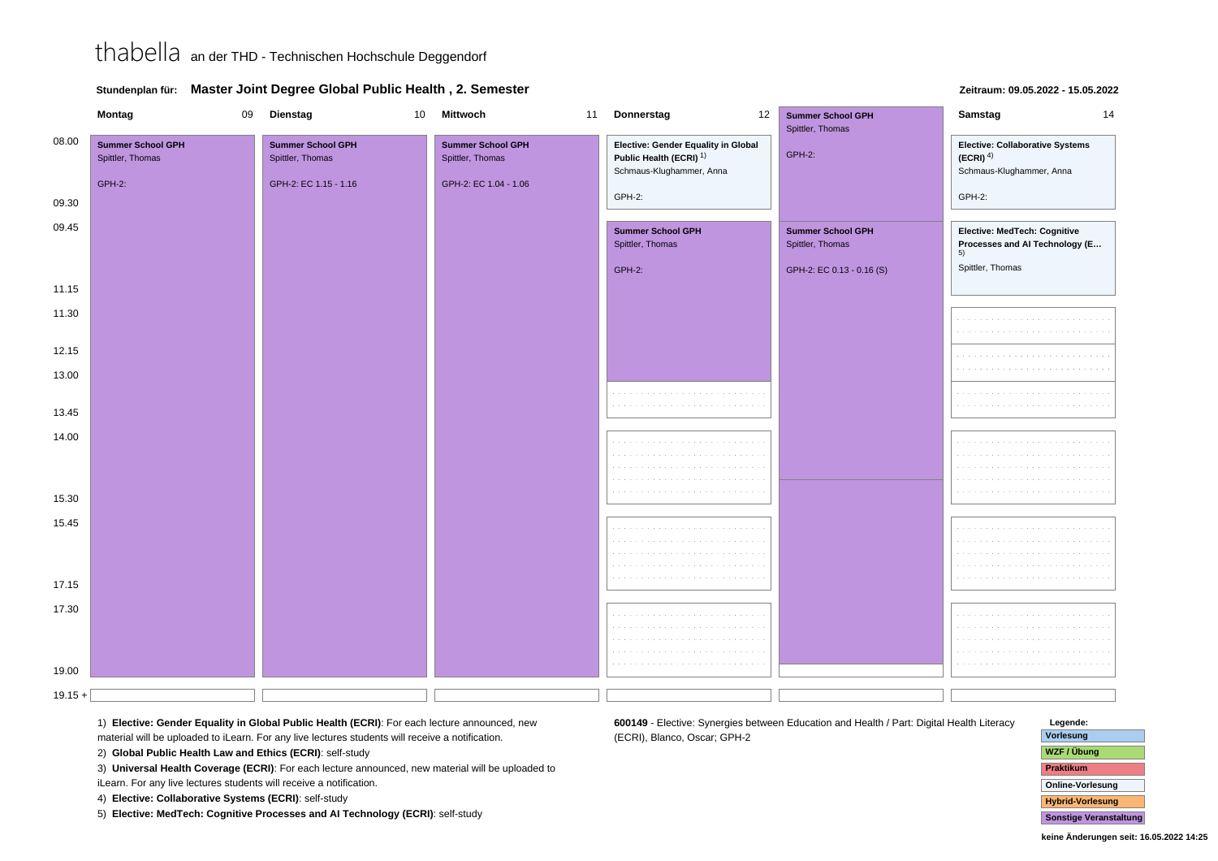thabella an der THD - Technischen Hochschule Deggendorf

**Stundenplan für: Master Joint Degree Global Public Health , 2. Semester**

**Zeitraum: 09.05.2022 - 15.05.2022**

| Zeit | Montag 09 | Dienstag 10 | Mittwoch 11 | Donnerstag 12 | Freitag 13 | Samstag 14 |
|---|---|---|---|---|---|---|
| 08.00 - 09.30 | **Summer School GPH** Spittler, Thomas GPH-2: (08.00 - 19.00) | **Summer School GPH** Spittler, Thomas GPH-2: EC 1.15 - 1.16 (08.00 - 19.00) | **Summer School GPH** Spittler, Thomas GPH-2: EC 1.04 - 1.06 (08.00 - 19.00) | **Elective: Gender Equality in Global Public Health (ECRI)** [1] Schmaus-Klughammer, Anna GPH-2: | **Summer School GPH** Spittler, Thomas GPH-2: | **Elective: Collaborative Systems (ECRI)** [4] Schmaus-Klughammer, Anna GPH-2: |
| 09.45 - 11.15 | | | | **Summer School GPH** Spittler, Thomas GPH-2: | **Summer School GPH** Spittler, Thomas GPH-2: EC 0.13 - 0.16 (S) | **Elective: MedTech: Cognitive Processes and AI Technology (E...** [5] Spittler, Thomas |
| 11.30 - 12.15 | | | | | | |
| 12.15 - 13.00 | | | | | | |
| 13.00 - 13.45 | | | | | | |
| 14.00 - 15.30 | | | | | | |
| 15.45 - 17.15 | | | | | | |
| 17.30 - 19.00 | | | | | | |
| 19.15 + | | | | | | |

1) **Elective: Gender Equality in Global Public Health (ECRI)**: For each lecture announced, new material will be uploaded to iLearn. For any live lectures students will receive a notification.

2) **Global Public Health Law and Ethics (ECRI)**: self-study

3) **Universal Health Coverage (ECRI)**: For each lecture announced, new material will be uploaded to iLearn. For any live lectures students will receive a notification.

4) **Elective: Collaborative Systems (ECRI)**: self-study

5) **Elective: MedTech: Cognitive Processes and AI Technology (ECRI)**: self-study

**600149** - Elective: Synergies between Education and Health / Part: Digital Health Literacy (ECRI), Blanco, Oscar; GPH-2

**Legende:**
- Vorlesung
- WZF / Übung
- Praktikum
- Online-Vorlesung
- Hybrid-Vorlesung
- Sonstige Veranstaltung

**keine Änderungen seit: 16.05.2022 14:25**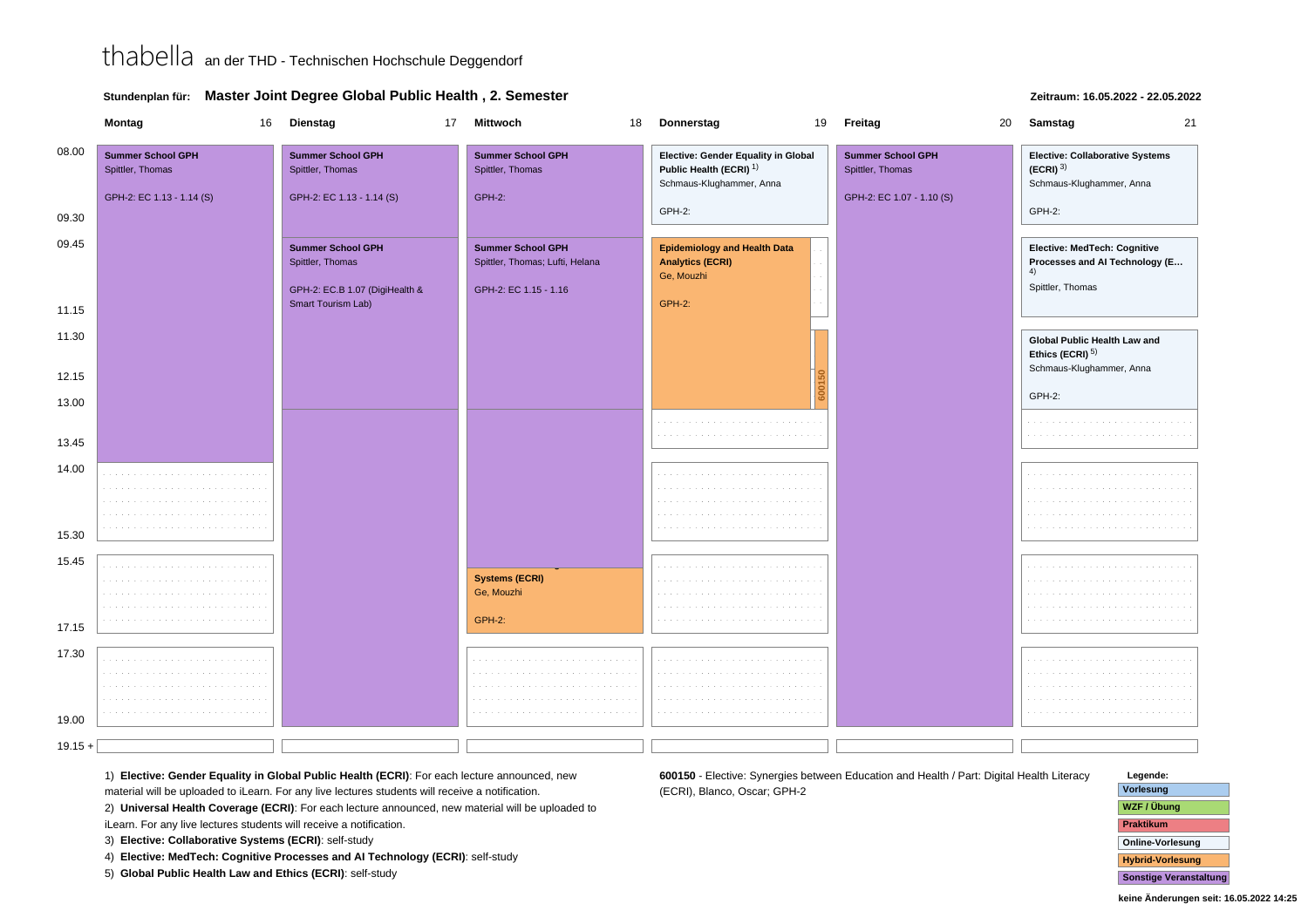thabella an der THD - Technischen Hochschule Deggendorf

**Stundenplan für: Master Joint Degree Global Public Health , 2. Semester**

**Zeitraum: 16.05.2022 - 22.05.2022**

| Zeit | Montag 16 | Dienstag 17 | Mittwoch 18 | Donnerstag 19 | Freitag 20 | Samstag 21 |
|---|---|---|---|---|---|---|
| 08.00 - 09.30 | **Summer School GPH** Spittler, Thomas GPH-2: EC 1.13 - 1.14 (S) | **Summer School GPH** Spittler, Thomas GPH-2: EC 1.13 - 1.14 (S) | **Summer School GPH** Spittler, Thomas GPH-2: | **Elective: Gender Equality in Global Public Health (ECRI)** [1] Schmaus-Klughammer, Anna GPH-2: | **Summer School GPH** Spittler, Thomas GPH-2: EC 1.07 - 1.10 (S) | **Elective: Collaborative Systems (ECRI)** [3] Schmaus-Klughammer, Anna GPH-2: |
| 09.45 - 11.15 | | **Summer School GPH** Spittler, Thomas GPH-2: EC.B 1.07 (DigiHealth & Smart Tourism Lab) | **Summer School GPH** Spittler, Thomas; Lufti, Helana GPH-2: EC 1.15 - 1.16 | **Epidemiology and Health Data Analytics (ECRI)** Ge, Mouzhi GPH-2: | | **Elective: MedTech: Cognitive Processes and AI Technology (E...** [4] Spittler, Thomas |
| 11.30 - 13.00 | | | | 600150 | | **Global Public Health Law and Ethics (ECRI)** [5] Schmaus-Klughammer, Anna GPH-2: |
| 13.45 / 14.00 - 15.30 | | | | | | |
| 15.45 - 17.15 | | | **Systems (ECRI)** Ge, Mouzhi GPH-2: | | | |
| 17.30 - 19.00 | | | | | | |
| 19.15 + | | | | | | |

1) **Elective: Gender Equality in Global Public Health (ECRI)**: For each lecture announced, new material will be uploaded to iLearn. For any live lectures students will receive a notification.
2) **Universal Health Coverage (ECRI)**: For each lecture announced, new material will be uploaded to iLearn. For any live lectures students will receive a notification.
3) **Elective: Collaborative Systems (ECRI)**: self-study
4) **Elective: MedTech: Cognitive Processes and AI Technology (ECRI)**: self-study
5) **Global Public Health Law and Ethics (ECRI)**: self-study

**600150** - Elective: Synergies between Education and Health / Part: Digital Health Literacy (ECRI), Blanco, Oscar; GPH-2

**Legende:**
- Vorlesung
- WZF / Übung
- Praktikum
- Online-Vorlesung
- Hybrid-Vorlesung
- Sonstige Veranstaltung

keine Änderungen seit: 16.05.2022 14:25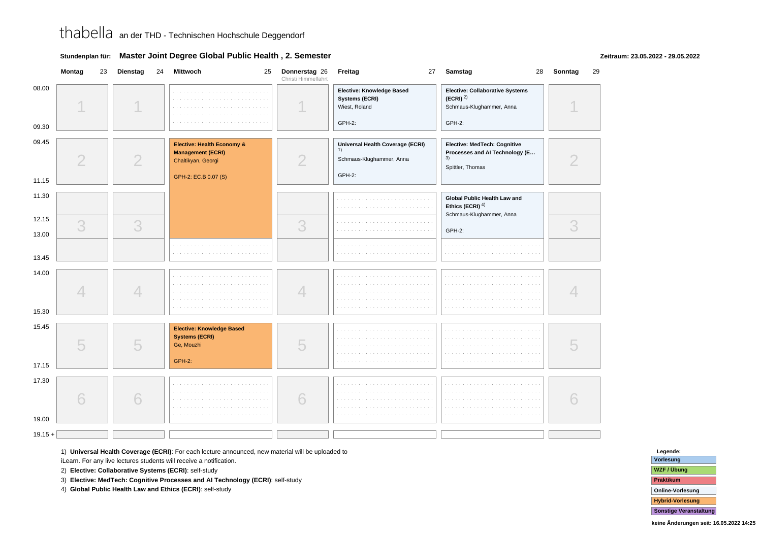thabella an der THD - Technischen Hochschule Deggendorf

**Stundenplan für:** **Master Joint Degree Global Public Health , 2. Semester**

**Zeitraum: 23.05.2022 - 29.05.2022**

| Zeit | Montag 23 | Dienstag 24 | Mittwoch 25 | Donnerstag 26 (Christi Himmelfahrt) | Freitag 27 | Samstag 28 | Sonntag 29 |
|---|---|---|---|---|---|---|---|
| 08.00 - 09.30 | 1 | 1 | | 1 | **Elective: Knowledge Based Systems (ECRI)** Wiest, Roland GPH-2: | **Elective: Collaborative Systems (ECRI)** [2] Schmaus-Klughammer, Anna GPH-2: | 1 |
| 09.45 - 11.15 | 2 | 2 | **Elective: Health Economy & Management (ECRI)** Chaltikyan, Georgi GPH-2: EC.B 0.07 (S) | 2 | **Universal Health Coverage (ECRI)** [1] Schmaus-Klughammer, Anna GPH-2: | **Elective: MedTech: Cognitive Processes and AI Technology (E...** [3] Spittler, Thomas | 2 |
| 11.30 - 12.15 | | | (Fortsetzung) | | | **Global Public Health Law and Ethics (ECRI)** [4] Schmaus-Klughammer, Anna GPH-2: | |
| 12.15 - 13.00 | 3 | 3 | (Fortsetzung) | 3 | | (Fortsetzung) | 3 |
| 13.00 - 13.45 | | | | | | | |
| 14.00 - 15.30 | 4 | 4 | | 4 | | | 4 |
| 15.45 - 17.15 | 5 | 5 | **Elective: Knowledge Based Systems (ECRI)** Ge, Mouzhi GPH-2: | 5 | | | 5 |
| 17.30 - 19.00 | 6 | 6 | | 6 | | | 6 |
| 19.15 + | | | | | | | |

1) **Universal Health Coverage (ECRI)**: For each lecture announced, new material will be uploaded to iLearn. For any live lectures students will receive a notification.

2) **Elective: Collaborative Systems (ECRI)**: self-study

3) **Elective: MedTech: Cognitive Processes and AI Technology (ECRI)**: self-study

4) **Global Public Health Law and Ethics (ECRI)**: self-study

**Legende:**
- Vorlesung
- WZF / Übung
- Praktikum
- Online-Vorlesung
- Hybrid-Vorlesung
- Sonstige Veranstaltung

**keine Änderungen seit: 16.05.2022 14:25**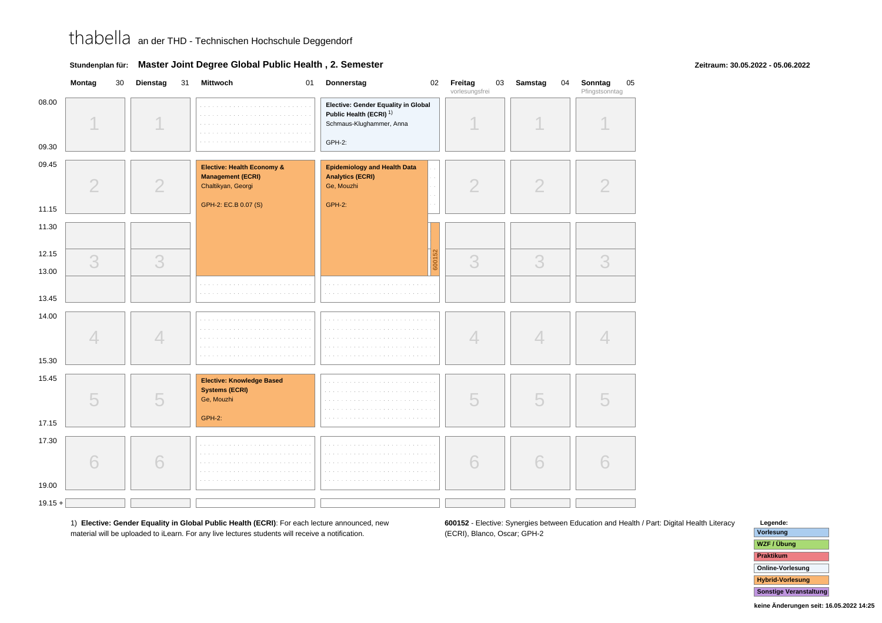thabella an der THD - Technischen Hochschule Deggendorf

**Stundenplan für: Master Joint Degree Global Public Health , 2. Semester**

**Zeitraum: 30.05.2022 - 05.06.2022**

| Zeit | Montag 30 | Dienstag 31 | Mittwoch 01 | Donnerstag 02 | Freitag 03 (vorlesungsfrei) | Samstag 04 | Sonntag 05 (Pfingstsonntag) |
|---|---|---|---|---|---|---|---|
| 08.00 – 09.30 | 1 | 1 | | **Elective: Gender Equality in Global Public Health (ECRI)** [1)] Schmaus-Klughammer, Anna; GPH-2: | 1 | 1 | 1 |
| 09.45 – 11.15 | 2 | 2 | **Elective: Health Economy & Management (ECRI)** Chaltikyan, Georgi; GPH-2: EC.B 0.07 (S) | **Epidemiology and Health Data Analytics (ECRI)** Ge, Mouzhi; GPH-2: | 2 | 2 | 2 |
| 11.30 – 13.45 | 3 | 3 | (Fortsetzung bis 13.00) | (Fortsetzung bis 13.00); 600152 (11.30 – 13.00) | 3 | 3 | 3 |
| 14.00 – 15.30 | 4 | 4 | | | 4 | 4 | 4 |
| 15.45 – 17.15 | 5 | 5 | **Elective: Knowledge Based Systems (ECRI)** Ge, Mouzhi; GPH-2: | | 5 | 5 | 5 |
| 17.30 – 19.00 | 6 | 6 | | | 6 | 6 | 6 |
| 19.15 + | | | | | | | |

1) **Elective: Gender Equality in Global Public Health (ECRI)**: For each lecture announced, new material will be uploaded to iLearn. For any live lectures students will receive a notification.

**600152** - Elective: Synergies between Education and Health / Part: Digital Health Literacy (ECRI), Blanco, Oscar; GPH-2

**Legende:**
- Vorlesung
- WZF / Übung
- Praktikum
- Online-Vorlesung
- Hybrid-Vorlesung
- Sonstige Veranstaltung

**keine Änderungen seit: 16.05.2022 14:25**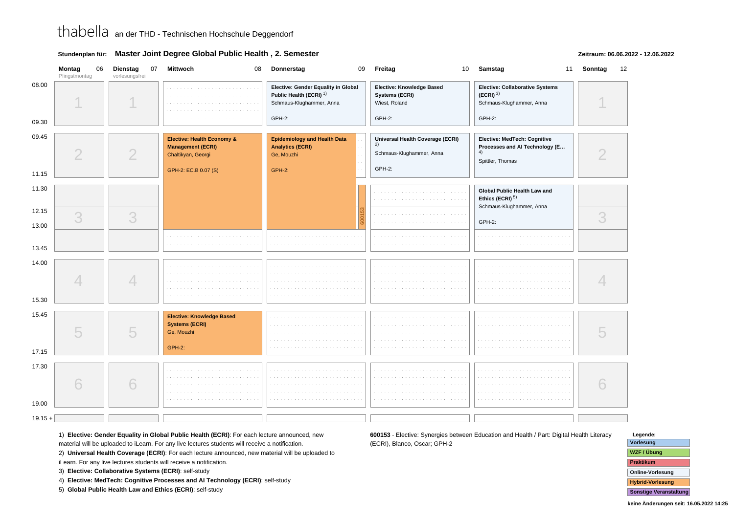thabella an der THD - Technischen Hochschule Deggendorf

**Stundenplan für:** **Master Joint Degree Global Public Health , 2. Semester**

**Zeitraum: 06.06.2022 - 12.06.2022**

| | Montag 06 (Pfingstmontag) | Dienstag 07 (vorlesungsfrei) | Mittwoch 08 | Donnerstag 09 | Freitag 10 | Samstag 11 | Sonntag 12 |
|---|---|---|---|---|---|---|---|
| 08.00 – 09.30 | 1 | 1 | | **Elective: Gender Equality in Global Public Health (ECRI)** 1) Schmaus-Klughammer, Anna GPH-2: | **Elective: Knowledge Based Systems (ECRI)** Wiest, Roland GPH-2: | **Elective: Collaborative Systems (ECRI)** 3) Schmaus-Klughammer, Anna GPH-2: | 1 |
| 09.45 – 11.15 | 2 | 2 | **Elective: Health Economy & Management (ECRI)** Chaltikyan, Georgi GPH-2: EC.B 0.07 (S) | **Epidemiology and Health Data Analytics (ECRI)** Ge, Mouzhi GPH-2: | **Universal Health Coverage (ECRI)** 2) Schmaus-Klughammer, Anna GPH-2: | **Elective: MedTech: Cognitive Processes and AI Technology (E…** 4) Spittler, Thomas | 2 |
| 11.30 – 12.15 | 3 | 3 | (continued) | (continued); 600153 | | **Global Public Health Law and Ethics (ECRI)** 5) Schmaus-Klughammer, Anna GPH-2: | 3 |
| 12.15 – 13.00 | 3 | 3 | (continued) | (continued); 600153 | | (continued) | 3 |
| 13.00 – 13.45 | 3 | 3 | | | | | 3 |
| 14.00 – 15.30 | 4 | 4 | | | | | 4 |
| 15.45 – 17.15 | 5 | 5 | **Elective: Knowledge Based Systems (ECRI)** Ge, Mouzhi GPH-2: | | | | 5 |
| 17.30 – 19.00 | 6 | 6 | | | | | 6 |
| 19.15 + | | | | | | | |

1) **Elective: Gender Equality in Global Public Health (ECRI)**: For each lecture announced, new material will be uploaded to iLearn. For any live lectures students will receive a notification.
2) **Universal Health Coverage (ECRI)**: For each lecture announced, new material will be uploaded to iLearn. For any live lectures students will receive a notification.
3) **Elective: Collaborative Systems (ECRI)**: self-study
4) **Elective: MedTech: Cognitive Processes and AI Technology (ECRI)**: self-study
5) **Global Public Health Law and Ethics (ECRI)**: self-study

**600153** - Elective: Synergies between Education and Health / Part: Digital Health Literacy (ECRI), Blanco, Oscar; GPH-2

**Legende:**
- Vorlesung
- WZF / Übung
- Praktikum
- Online-Vorlesung
- Hybrid-Vorlesung
- Sonstige Veranstaltung

**keine Änderungen seit: 16.05.2022 14:25**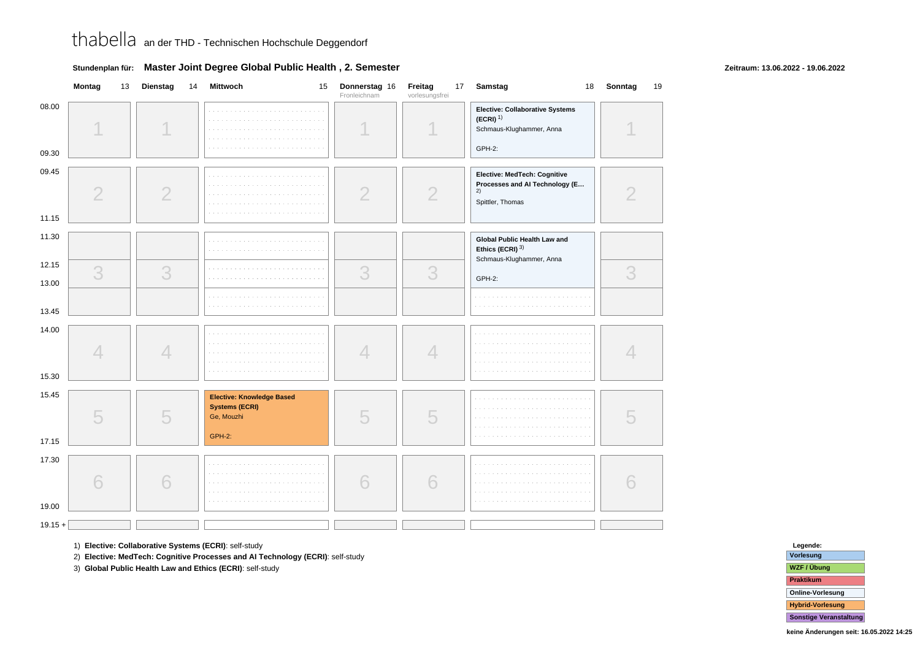# thabella an der THD - Technischen Hochschule Deggendorf

**Stundenplan für: Master Joint Degree Global Public Health , 2. Semester**

**Zeitraum: 13.06.2022 - 19.06.2022**

| Zeit | Montag 13 | Dienstag 14 | Mittwoch 15 | Donnerstag 16 Fronleichnam | Freitag 17 vorlesungsfrei | Samstag 18 | Sonntag 19 |
|---|---|---|---|---|---|---|---|
| 08.00 – 09.30 | 1 | 1 | | 1 | 1 | **Elective: Collaborative Systems (ECRI)** [1] Schmaus-Klughammer, Anna GPH-2: | 1 |
| 09.45 – 11.15 | 2 | 2 | | 2 | 2 | **Elective: MedTech: Cognitive Processes and AI Technology (E…** [2] Spittler, Thomas | 2 |
| 11.30 – 13.45 (12.15, 13.00) | 3 | 3 | | 3 | 3 | **Global Public Health Law and Ethics (ECRI)** [3] Schmaus-Klughammer, Anna GPH-2: | 3 |
| 14.00 – 15.30 | 4 | 4 | | 4 | 4 | | 4 |
| 15.45 – 17.15 | 5 | 5 | **Elective: Knowledge Based Systems (ECRI)** Ge, Mouzhi GPH-2: | 5 | 5 | | 5 |
| 17.30 – 19.00 | 6 | 6 | | 6 | 6 | | 6 |
| 19.15 + | | | | | | | |

1) **Elective: Collaborative Systems (ECRI)**: self-study
2) **Elective: MedTech: Cognitive Processes and AI Technology (ECRI)**: self-study
3) **Global Public Health Law and Ethics (ECRI)**: self-study

**Legende:**
- Vorlesung
- WZF / Übung
- Praktikum
- Online-Vorlesung
- Hybrid-Vorlesung
- Sonstige Veranstaltung

**keine Änderungen seit: 16.05.2022 14:25**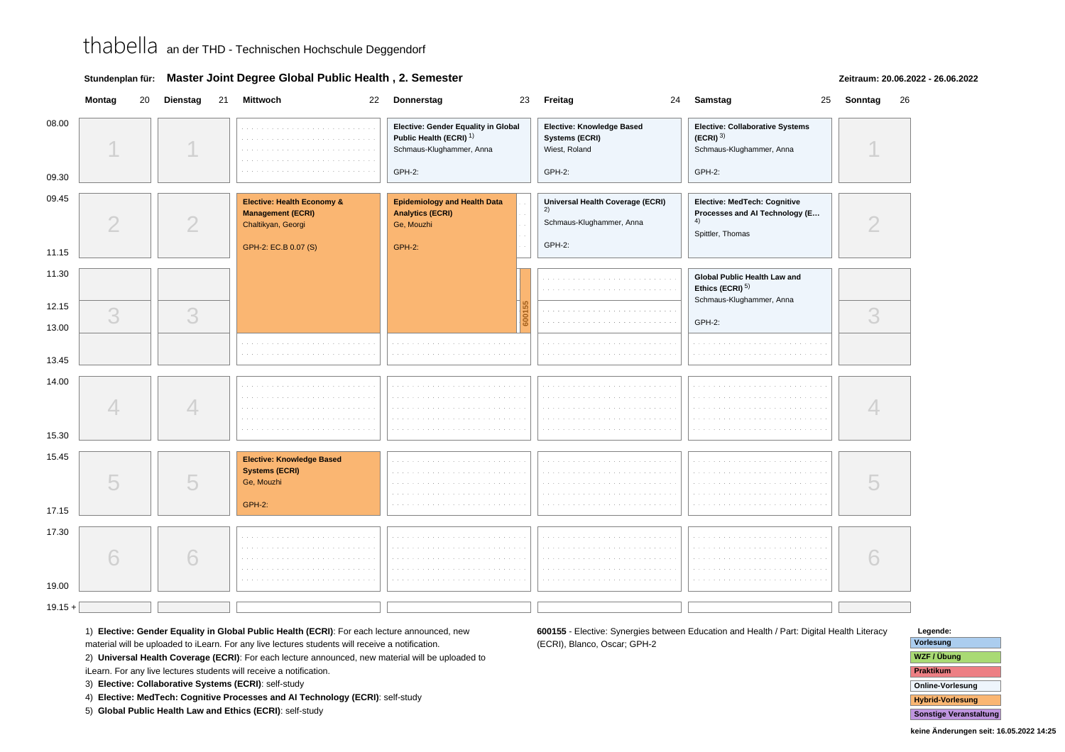thabella an der THD - Technischen Hochschule Deggendorf

**Stundenplan für:** **Master Joint Degree Global Public Health , 2. Semester**

**Zeitraum: 20.06.2022 - 26.06.2022**

| | Montag 20 | Dienstag 21 | Mittwoch 22 | Donnerstag 23 | Freitag 24 | Samstag 25 | Sonntag 26 |
|---|---|---|---|---|---|---|---|
| 08.00 - 09.30 | 1 | 1 | | **Elective: Gender Equality in Global Public Health (ECRI)** [1]<br>Schmaus-Klughammer, Anna<br>GPH-2: | **Elective: Knowledge Based Systems (ECRI)**<br>Wiest, Roland<br>GPH-2: | **Elective: Collaborative Systems (ECRI)** [3]<br>Schmaus-Klughammer, Anna<br>GPH-2: | 1 |
| 09.45 - 11.15 | 2 | 2 | **Elective: Health Economy & Management (ECRI)**<br>Chaltikyan, Georgi<br>GPH-2: EC.B 0.07 (S) | **Epidemiology and Health Data Analytics (ECRI)**<br>Ge, Mouzhi<br>GPH-2: | **Universal Health Coverage (ECRI)** [2]<br>Schmaus-Klughammer, Anna<br>GPH-2: | **Elective: MedTech: Cognitive Processes and AI Technology (E...** [4]<br>Spittler, Thomas | 2 |
| 11.30 - 12.15 | | | (continued) | (continued); 600155 | | **Global Public Health Law and Ethics (ECRI)** [5]<br>Schmaus-Klughammer, Anna<br>GPH-2: | |
| 12.15 - 13.00 | 3 | 3 | (continued) | (continued); 600155 | | (continued) | 3 |
| 13.00 - 13.45 | | | | | | | |
| 14.00 - 15.30 | 4 | 4 | | | | | 4 |
| 15.45 - 17.15 | 5 | 5 | **Elective: Knowledge Based Systems (ECRI)**<br>Ge, Mouzhi<br>GPH-2: | | | | 5 |
| 17.30 - 19.00 | 6 | 6 | | | | | 6 |
| 19.15 + | | | | | | | |

1) **Elective: Gender Equality in Global Public Health (ECRI)**: For each lecture announced, new material will be uploaded to iLearn. For any live lectures students will receive a notification.
2) **Universal Health Coverage (ECRI)**: For each lecture announced, new material will be uploaded to iLearn. For any live lectures students will receive a notification.
3) **Elective: Collaborative Systems (ECRI)**: self-study
4) **Elective: MedTech: Cognitive Processes and AI Technology (ECRI)**: self-study
5) **Global Public Health Law and Ethics (ECRI)**: self-study

**600155** - Elective: Synergies between Education and Health / Part: Digital Health Literacy (ECRI), Blanco, Oscar; GPH-2

**Legende:**
- Vorlesung
- WZF / Übung
- Praktikum
- Online-Vorlesung
- Hybrid-Vorlesung
- Sonstige Veranstaltung

**keine Änderungen seit: 16.05.2022 14:25**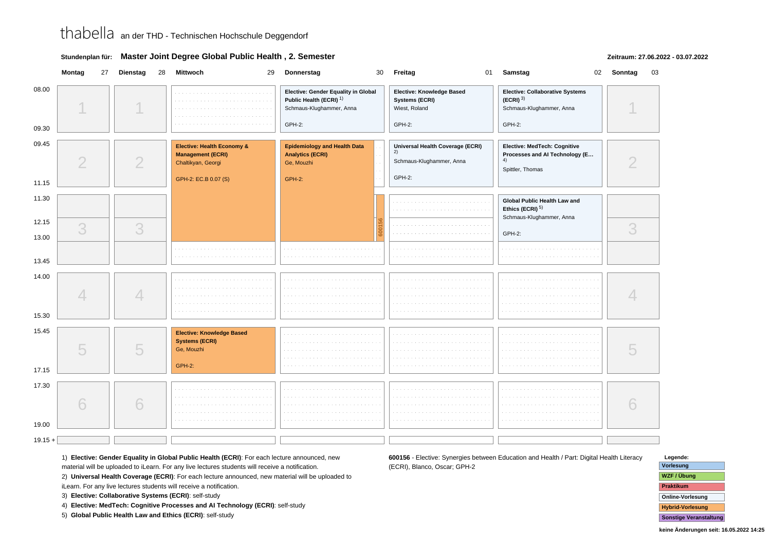thabella an der THD - Technischen Hochschule Deggendorf

**Stundenplan für:** **Master Joint Degree Global Public Health , 2. Semester**

**Zeitraum: 27.06.2022 - 03.07.2022**

| | Montag 27 | Dienstag 28 | Mittwoch 29 | Donnerstag 30 | Freitag 01 | Samstag 02 | Sonntag 03 |
|---|---|---|---|---|---|---|---|
| 08.00 – 09.30 | 1 | 1 | | **Elective: Gender Equality in Global Public Health (ECRI)** [1] Schmaus-Klughammer, Anna GPH-2: | **Elective: Knowledge Based Systems (ECRI)** Wiest, Roland GPH-2: | **Elective: Collaborative Systems (ECRI)** [3] Schmaus-Klughammer, Anna GPH-2: | 1 |
| 09.45 – 11.15 | 2 | 2 | **Elective: Health Economy & Management (ECRI)** Chaltikyan, Georgi GPH-2: EC.B 0.07 (S) | **Epidemiology and Health Data Analytics (ECRI)** Ge, Mouzhi GPH-2: | **Universal Health Coverage (ECRI)** [2] Schmaus-Klughammer, Anna GPH-2: | **Elective: MedTech: Cognitive Processes and AI Technology (E...** [4] Spittler, Thomas | 2 |
| 11.30 – 13.00 | 3 | 3 | (Elective: Health Economy & Management, cont.) | (Epidemiology and Health Data Analytics, cont.); 600156 | | **Global Public Health Law and Ethics (ECRI)** [5] Schmaus-Klughammer, Anna GPH-2: | 3 |
| 13.00 – 13.45 | | | | | | | |
| 14.00 – 15.30 | 4 | 4 | | | | | 4 |
| 15.45 – 17.15 | 5 | 5 | **Elective: Knowledge Based Systems (ECRI)** Ge, Mouzhi GPH-2: | | | | 5 |
| 17.30 – 19.00 | 6 | 6 | | | | | 6 |
| 19.15 + | | | | | | | |

1) **Elective: Gender Equality in Global Public Health (ECRI)**: For each lecture announced, new material will be uploaded to iLearn. For any live lectures students will receive a notification.
2) **Universal Health Coverage (ECRI)**: For each lecture announced, new material will be uploaded to iLearn. For any live lectures students will receive a notification.
3) **Elective: Collaborative Systems (ECRI)**: self-study
4) **Elective: MedTech: Cognitive Processes and AI Technology (ECRI)**: self-study
5) **Global Public Health Law and Ethics (ECRI)**: self-study

**600156** - Elective: Synergies between Education and Health / Part: Digital Health Literacy (ECRI), Blanco, Oscar; GPH-2

**Legende:**
- Vorlesung
- WZF / Übung
- Praktikum
- Online-Vorlesung
- Hybrid-Vorlesung
- Sonstige Veranstaltung

**keine Änderungen seit: 16.05.2022 14:25**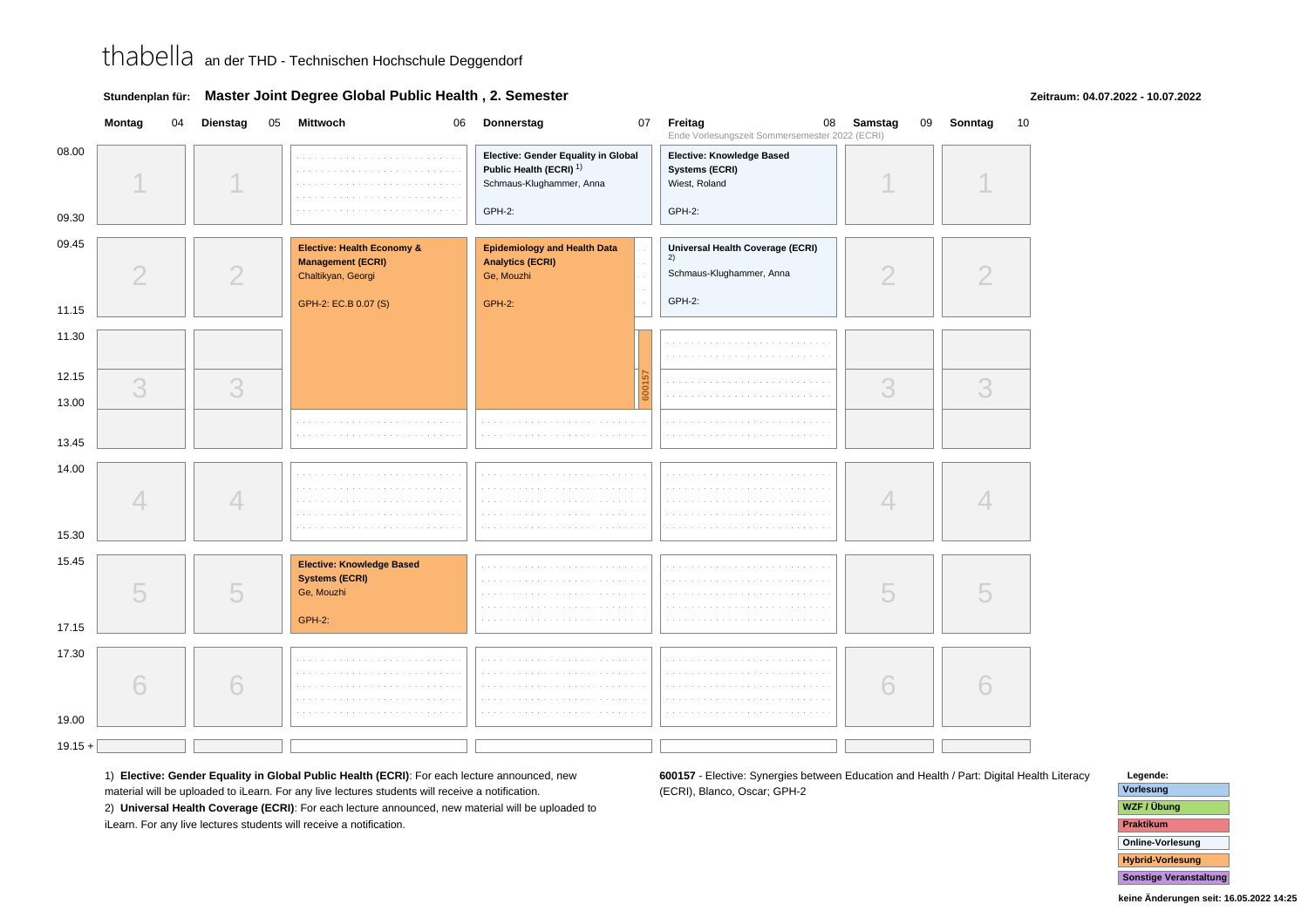thabella an der THD - Technischen Hochschule Deggendorf

**Stundenplan für: Master Joint Degree Global Public Health , 2. Semester**

**Zeitraum: 04.07.2022 - 10.07.2022**

| | Montag 04 | Dienstag 05 | Mittwoch 06 | Donnerstag 07 | Freitag 08 (Ende Vorlesungszeit Sommersemester 2022 (ECRI)) | Samstag 09 | Sonntag 10 |
|---|---|---|---|---|---|---|---|
| 08.00–09.30 | 1 | 1 | | **Elective: Gender Equality in Global Public Health (ECRI)** [1] Schmaus-Klughammer, Anna GPH-2: | **Elective: Knowledge Based Systems (ECRI)** Wiest, Roland GPH-2: | 1 | 1 |
| 09.45–11.15 | 2 | 2 | **Elective: Health Economy & Management (ECRI)** Chaltikyan, Georgi GPH-2: EC.B 0.07 (S) | **Epidemiology and Health Data Analytics (ECRI)** Ge, Mouzhi GPH-2: | **Universal Health Coverage (ECRI)** [2] Schmaus-Klughammer, Anna GPH-2: | 2 | 2 |
| 11.30–13.00 (12.15) | 3 | 3 | (continued) | (continued); 600157 | | 3 | 3 |
| 13.00–13.45 | | | | | | | |
| 14.00–15.30 | 4 | 4 | | | | 4 | 4 |
| 15.45–17.15 | 5 | 5 | **Elective: Knowledge Based Systems (ECRI)** Ge, Mouzhi GPH-2: | | | 5 | 5 |
| 17.30–19.00 | 6 | 6 | | | | 6 | 6 |
| 19.15 + | | | | | | | |

1) **Elective: Gender Equality in Global Public Health (ECRI)**: For each lecture announced, new material will be uploaded to iLearn. For any live lectures students will receive a notification.

2) **Universal Health Coverage (ECRI)**: For each lecture announced, new material will be uploaded to iLearn. For any live lectures students will receive a notification.

**600157** - Elective: Synergies between Education and Health / Part: Digital Health Literacy (ECRI), Blanco, Oscar; GPH-2

**Legende:**
- Vorlesung
- WZF / Übung
- Praktikum
- Online-Vorlesung
- Hybrid-Vorlesung
- Sonstige Veranstaltung

**keine Änderungen seit: 16.05.2022 14:25**